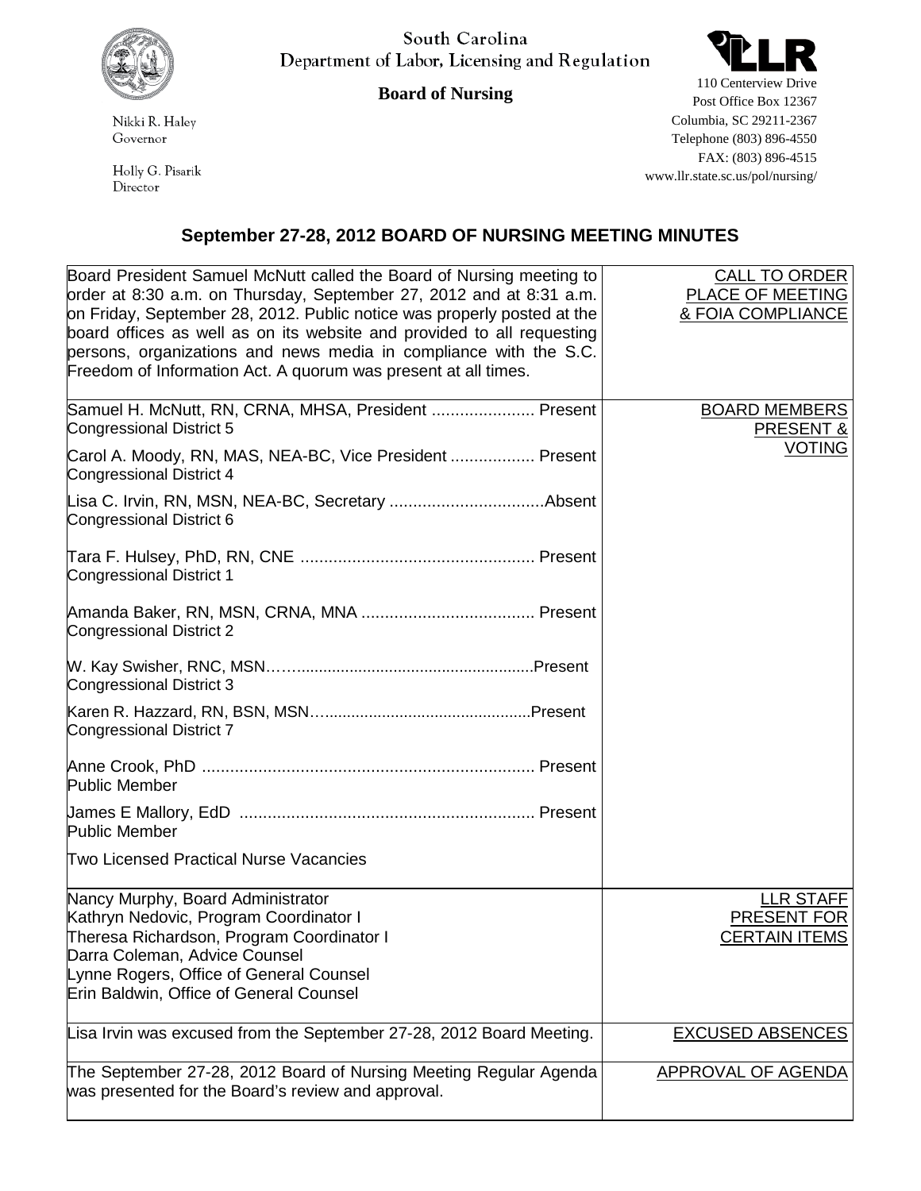South Carolina
Department of Labor, Licensing and Regulation

**Board of Nursing**

Nikki R. Haley
Governor

Holly G. Pisarik
Director

110 Centerview Drive
Post Office Box 12367
Columbia, SC 29211-2367
Telephone (803) 896-4550
FAX: (803) 896-4515
www.llr.state.sc.us/pol/nursing/

## September 27-28, 2012 BOARD OF NURSING MEETING MINUTES

| | |
|---|---|
| Board President Samuel McNutt called the Board of Nursing meeting to order at 8:30 a.m. on Thursday, September 27, 2012 and at 8:31 a.m. on Friday, September 28, 2012. Public notice was properly posted at the board offices as well as on its website and provided to all requesting persons, organizations and news media in compliance with the S.C. Freedom of Information Act. A quorum was present at all times. | CALL TO ORDER PLACE OF MEETING & FOIA COMPLIANCE |
| Samuel H. McNutt, RN, CRNA, MHSA, President ...................... Present<br>Congressional District 5<br><br>Carol A. Moody, RN, MAS, NEA-BC, Vice President .................. Present<br>Congressional District 4<br><br>Lisa C. Irvin, RN, MSN, NEA-BC, Secretary .................................Absent<br>Congressional District 6<br><br>Tara F. Hulsey, PhD, RN, CNE .................................................. Present<br>Congressional District 1<br><br>Amanda Baker, RN, MSN, CRNA, MNA ..................................... Present<br>Congressional District 2<br><br>W. Kay Swisher, RNC, MSN……....................................................Present<br>Congressional District 3<br><br>Karen R. Hazzard, RN, BSN, MSN…..............................................Present<br>Congressional District 7<br><br>Anne Crook, PhD ....................................................................... Present<br>Public Member<br><br>James E Mallory, EdD .............................................................. Present<br>Public Member<br><br>Two Licensed Practical Nurse Vacancies | BOARD MEMBERS PRESENT & VOTING |
| Nancy Murphy, Board Administrator<br>Kathryn Nedovic, Program Coordinator I<br>Theresa Richardson, Program Coordinator I<br>Darra Coleman, Advice Counsel<br>Lynne Rogers, Office of General Counsel<br>Erin Baldwin, Office of General Counsel | LLR STAFF PRESENT FOR CERTAIN ITEMS |
| Lisa Irvin was excused from the September 27-28, 2012 Board Meeting. | EXCUSED ABSENCES |
| The September 27-28, 2012 Board of Nursing Meeting Regular Agenda was presented for the Board's review and approval. | APPROVAL OF AGENDA |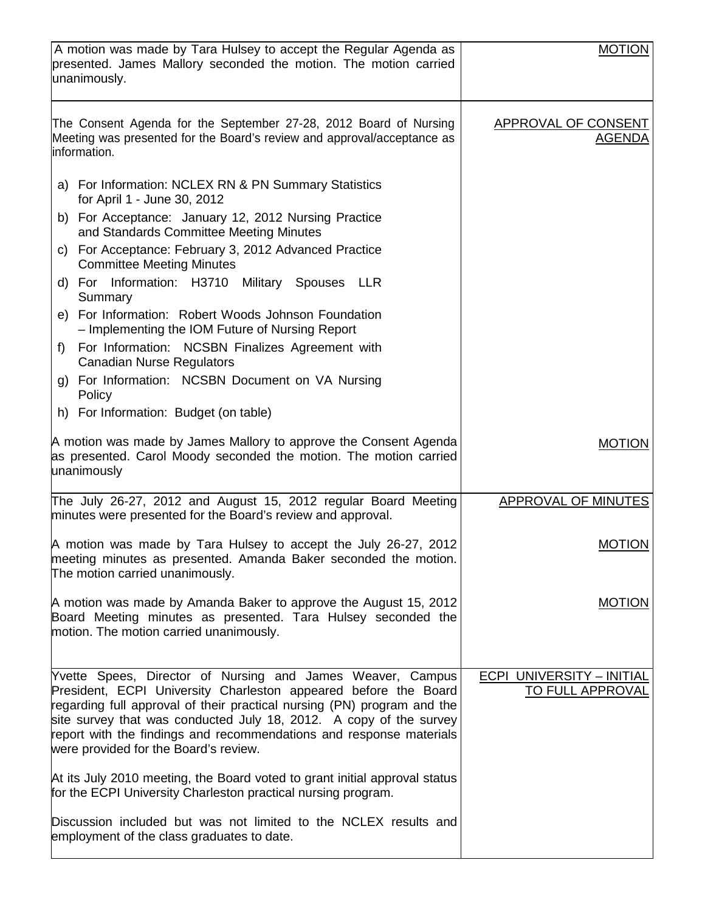| | |
|---|---|
| A motion was made by Tara Hulsey to accept the Regular Agenda as presented. James Mallory seconded the motion. The motion carried unanimously. | MOTION |
| The Consent Agenda for the September 27-28, 2012 Board of Nursing Meeting was presented for the Board's review and approval/acceptance as information.<br><br>a) For Information: NCLEX RN & PN Summary Statistics for April 1 - June 30, 2012<br>b) For Acceptance: January 12, 2012 Nursing Practice and Standards Committee Meeting Minutes<br>c) For Acceptance: February 3, 2012 Advanced Practice Committee Meeting Minutes<br>d) For Information: H3710 Military Spouses LLR Summary<br>e) For Information: Robert Woods Johnson Foundation – Implementing the IOM Future of Nursing Report<br>f) For Information: NCSBN Finalizes Agreement with Canadian Nurse Regulators<br>g) For Information: NCSBN Document on VA Nursing Policy<br>h) For Information: Budget (on table) | APPROVAL OF CONSENT AGENDA |
| A motion was made by James Mallory to approve the Consent Agenda as presented. Carol Moody seconded the motion. The motion carried unanimously | MOTION |
| The July 26-27, 2012 and August 15, 2012 regular Board Meeting minutes were presented for the Board's review and approval. | APPROVAL OF MINUTES |
| A motion was made by Tara Hulsey to accept the July 26-27, 2012 meeting minutes as presented. Amanda Baker seconded the motion. The motion carried unanimously. | MOTION |
| A motion was made by Amanda Baker to approve the August 15, 2012 Board Meeting minutes as presented. Tara Hulsey seconded the motion. The motion carried unanimously. | MOTION |
| Yvette Spees, Director of Nursing and James Weaver, Campus President, ECPI University Charleston appeared before the Board regarding full approval of their practical nursing (PN) program and the site survey that was conducted July 18, 2012. A copy of the survey report with the findings and recommendations and response materials were provided for the Board's review.<br><br>At its July 2010 meeting, the Board voted to grant initial approval status for the ECPI University Charleston practical nursing program.<br><br>Discussion included but was not limited to the NCLEX results and employment of the class graduates to date. | ECPI UNIVERSITY – INITIAL TO FULL APPROVAL |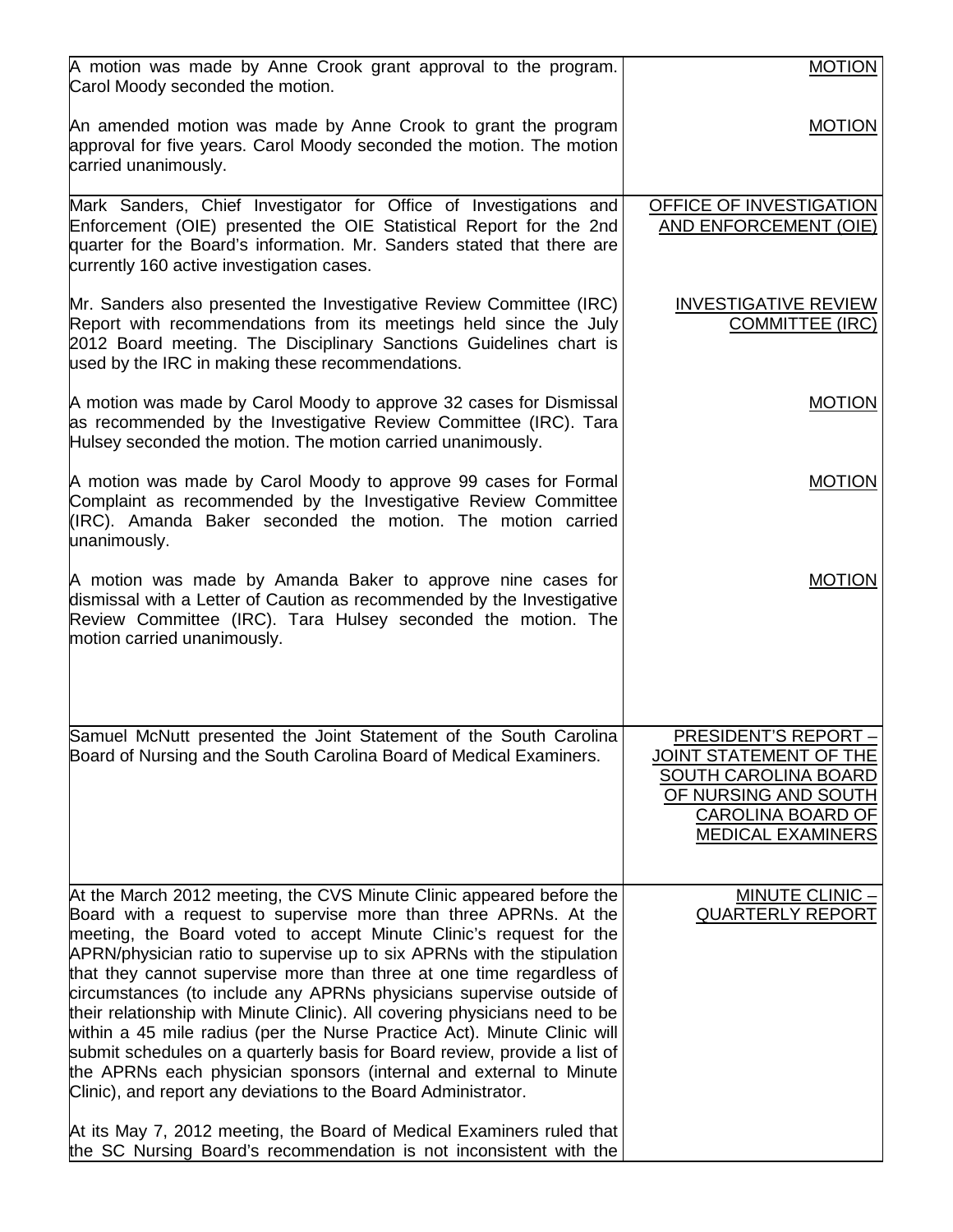| | |
|---|---|
| A motion was made by Anne Crook grant approval to the program. Carol Moody seconded the motion.<br><br>An amended motion was made by Anne Crook to grant the program approval for five years. Carol Moody seconded the motion. The motion carried unanimously. | MOTION<br><br>MOTION |
| Mark Sanders, Chief Investigator for Office of Investigations and Enforcement (OIE) presented the OIE Statistical Report for the 2nd quarter for the Board's information. Mr. Sanders stated that there are currently 160 active investigation cases.<br><br>Mr. Sanders also presented the Investigative Review Committee (IRC) Report with recommendations from its meetings held since the July 2012 Board meeting. The Disciplinary Sanctions Guidelines chart is used by the IRC in making these recommendations.<br><br>A motion was made by Carol Moody to approve 32 cases for Dismissal as recommended by the Investigative Review Committee (IRC). Tara Hulsey seconded the motion. The motion carried unanimously.<br><br>A motion was made by Carol Moody to approve 99 cases for Formal Complaint as recommended by the Investigative Review Committee (IRC). Amanda Baker seconded the motion. The motion carried unanimously.<br><br>A motion was made by Amanda Baker to approve nine cases for dismissal with a Letter of Caution as recommended by the Investigative Review Committee (IRC). Tara Hulsey seconded the motion. The motion carried unanimously. | OFFICE OF INVESTIGATION AND ENFORCEMENT (OIE)<br><br>INVESTIGATIVE REVIEW COMMITTEE (IRC)<br><br>MOTION<br><br>MOTION<br><br>MOTION |
| Samuel McNutt presented the Joint Statement of the South Carolina Board of Nursing and the South Carolina Board of Medical Examiners. | PRESIDENT'S REPORT – JOINT STATEMENT OF THE SOUTH CAROLINA BOARD OF NURSING AND SOUTH CAROLINA BOARD OF MEDICAL EXAMINERS |
| At the March 2012 meeting, the CVS Minute Clinic appeared before the Board with a request to supervise more than three APRNs. At the meeting, the Board voted to accept Minute Clinic's request for the APRN/physician ratio to supervise up to six APRNs with the stipulation that they cannot supervise more than three at one time regardless of circumstances (to include any APRNs physicians supervise outside of their relationship with Minute Clinic). All covering physicians need to be within a 45 mile radius (per the Nurse Practice Act). Minute Clinic will submit schedules on a quarterly basis for Board review, provide a list of the APRNs each physician sponsors (internal and external to Minute Clinic), and report any deviations to the Board Administrator.<br><br>At its May 7, 2012 meeting, the Board of Medical Examiners ruled that the SC Nursing Board's recommendation is not inconsistent with the | MINUTE CLINIC – QUARTERLY REPORT |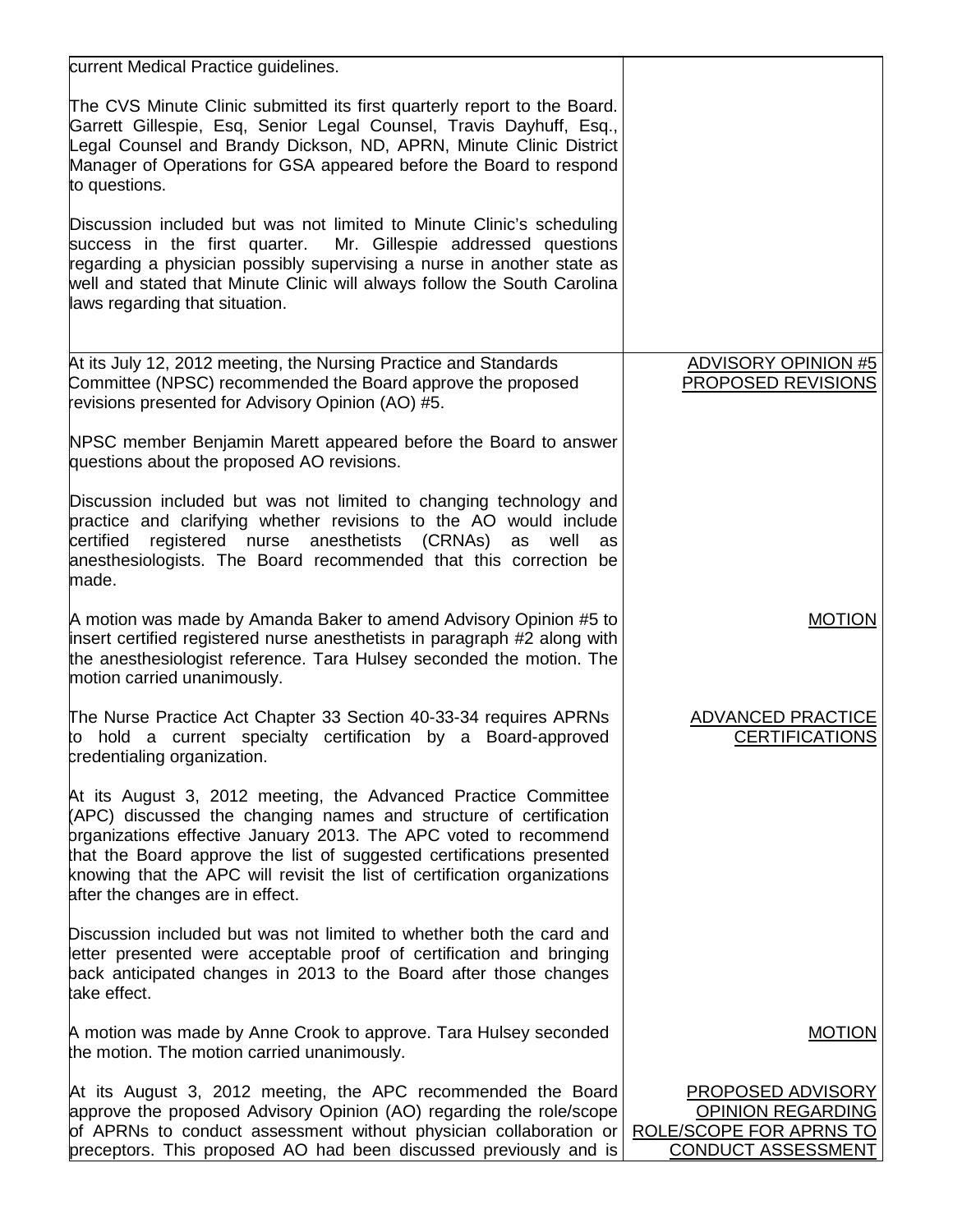| | |
|---|---|
| current Medical Practice guidelines.<br><br>The CVS Minute Clinic submitted its first quarterly report to the Board. Garrett Gillespie, Esq, Senior Legal Counsel, Travis Dayhuff, Esq., Legal Counsel and Brandy Dickson, ND, APRN, Minute Clinic District Manager of Operations for GSA appeared before the Board to respond to questions.<br><br>Discussion included but was not limited to Minute Clinic's scheduling success in the first quarter. Mr. Gillespie addressed questions regarding a physician possibly supervising a nurse in another state as well and stated that Minute Clinic will always follow the South Carolina laws regarding that situation. | |
| At its July 12, 2012 meeting, the Nursing Practice and Standards Committee (NPSC) recommended the Board approve the proposed revisions presented for Advisory Opinion (AO) #5.<br><br>NPSC member Benjamin Marett appeared before the Board to answer questions about the proposed AO revisions.<br><br>Discussion included but was not limited to changing technology and practice and clarifying whether revisions to the AO would include certified registered nurse anesthetists (CRNAs) as well as anesthesiologists. The Board recommended that this correction be made.<br><br>A motion was made by Amanda Baker to amend Advisory Opinion #5 to insert certified registered nurse anesthetists in paragraph #2 along with the anesthesiologist reference. Tara Hulsey seconded the motion. The motion carried unanimously.<br><br>The Nurse Practice Act Chapter 33 Section 40-33-34 requires APRNs to hold a current specialty certification by a Board-approved credentialing organization.<br><br>At its August 3, 2012 meeting, the Advanced Practice Committee (APC) discussed the changing names and structure of certification organizations effective January 2013. The APC voted to recommend that the Board approve the list of suggested certifications presented knowing that the APC will revisit the list of certification organizations after the changes are in effect.<br><br>Discussion included but was not limited to whether both the card and letter presented were acceptable proof of certification and bringing back anticipated changes in 2013 to the Board after those changes take effect.<br><br>A motion was made by Anne Crook to approve. Tara Hulsey seconded the motion. The motion carried unanimously.<br><br>At its August 3, 2012 meeting, the APC recommended the Board approve the proposed Advisory Opinion (AO) regarding the role/scope of APRNs to conduct assessment without physician collaboration or preceptors. This proposed AO had been discussed previously and is | <u>ADVISORY OPINION #5 PROPOSED REVISIONS</u><br><br><u>MOTION</u><br><br><u>ADVANCED PRACTICE CERTIFICATIONS</u><br><br><u>MOTION</u><br><br><u>PROPOSED ADVISORY OPINION REGARDING ROLE/SCOPE FOR APRNS TO CONDUCT ASSESSMENT</u> |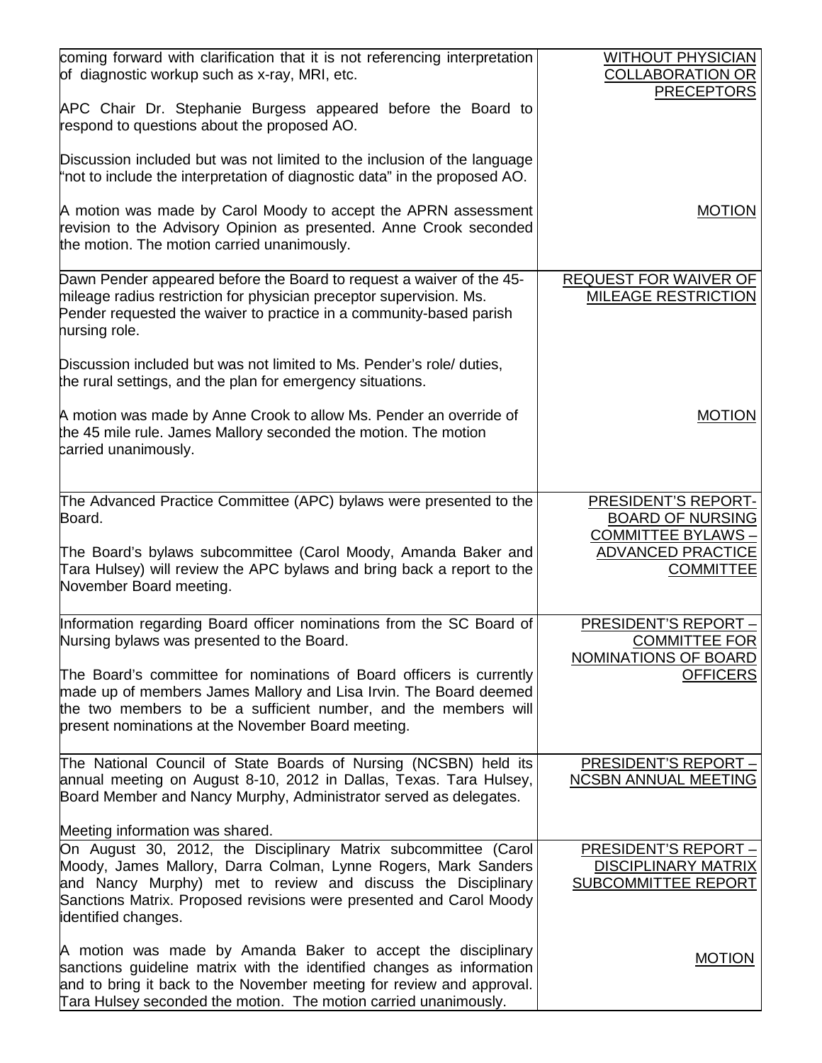| | |
|---|---|
| coming forward with clarification that it is not referencing interpretation of diagnostic workup such as x-ray, MRI, etc.<br><br>APC Chair Dr. Stephanie Burgess appeared before the Board to respond to questions about the proposed AO.<br><br>Discussion included but was not limited to the inclusion of the language "not to include the interpretation of diagnostic data" in the proposed AO. | WITHOUT PHYSICIAN COLLABORATION OR PRECEPTORS |
| A motion was made by Carol Moody to accept the APRN assessment revision to the Advisory Opinion as presented. Anne Crook seconded the motion. The motion carried unanimously. | MOTION |
| Dawn Pender appeared before the Board to request a waiver of the 45-mileage radius restriction for physician preceptor supervision. Ms. Pender requested the waiver to practice in a community-based parish nursing role.<br><br>Discussion included but was not limited to Ms. Pender's role/ duties, the rural settings, and the plan for emergency situations. | REQUEST FOR WAIVER OF MILEAGE RESTRICTION |
| A motion was made by Anne Crook to allow Ms. Pender an override of the 45 mile rule. James Mallory seconded the motion. The motion carried unanimously. | MOTION |
| The Advanced Practice Committee (APC) bylaws were presented to the Board.<br><br>The Board's bylaws subcommittee (Carol Moody, Amanda Baker and Tara Hulsey) will review the APC bylaws and bring back a report to the November Board meeting. | PRESIDENT'S REPORT- BOARD OF NURSING COMMITTEE BYLAWS – ADVANCED PRACTICE COMMITTEE |
| Information regarding Board officer nominations from the SC Board of Nursing bylaws was presented to the Board.<br><br>The Board's committee for nominations of Board officers is currently made up of members James Mallory and Lisa Irvin. The Board deemed the two members to be a sufficient number, and the members will present nominations at the November Board meeting. | PRESIDENT'S REPORT – COMMITTEE FOR NOMINATIONS OF BOARD OFFICERS |
| The National Council of State Boards of Nursing (NCSBN) held its annual meeting on August 8-10, 2012 in Dallas, Texas. Tara Hulsey, Board Member and Nancy Murphy, Administrator served as delegates.<br><br>Meeting information was shared. | PRESIDENT'S REPORT – NCSBN ANNUAL MEETING |
| On August 30, 2012, the Disciplinary Matrix subcommittee (Carol Moody, James Mallory, Darra Colman, Lynne Rogers, Mark Sanders and Nancy Murphy) met to review and discuss the Disciplinary Sanctions Matrix. Proposed revisions were presented and Carol Moody identified changes. | PRESIDENT'S REPORT – DISCIPLINARY MATRIX SUBCOMMITTEE REPORT |
| A motion was made by Amanda Baker to accept the disciplinary sanctions guideline matrix with the identified changes as information and to bring it back to the November meeting for review and approval. Tara Hulsey seconded the motion. The motion carried unanimously. | MOTION |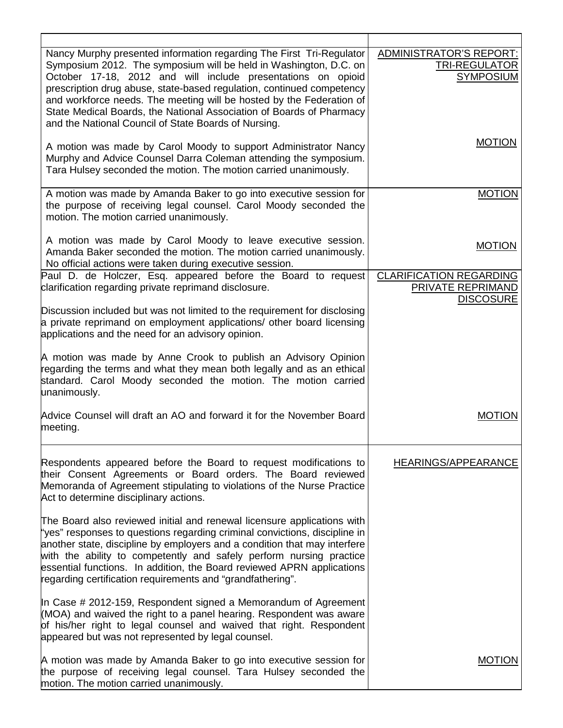| | |
|---|---|
| Nancy Murphy presented information regarding The First Tri-Regulator Symposium 2012. The symposium will be held in Washington, D.C. on October 17-18, 2012 and will include presentations on opioid prescription drug abuse, state-based regulation, continued competency and workforce needs. The meeting will be hosted by the Federation of State Medical Boards, the National Association of Boards of Pharmacy and the National Council of State Boards of Nursing. | ADMINISTRATOR'S REPORT: TRI-REGULATOR SYMPOSIUM |
| A motion was made by Carol Moody to support Administrator Nancy Murphy and Advice Counsel Darra Coleman attending the symposium. Tara Hulsey seconded the motion. The motion carried unanimously. | MOTION |
| A motion was made by Amanda Baker to go into executive session for the purpose of receiving legal counsel. Carol Moody seconded the motion. The motion carried unanimously. | MOTION |
| A motion was made by Carol Moody to leave executive session. Amanda Baker seconded the motion. The motion carried unanimously. No official actions were taken during executive session. | MOTION |
| Paul D. de Holczer, Esq. appeared before the Board to request clarification regarding private reprimand disclosure.<br><br>Discussion included but was not limited to the requirement for disclosing a private reprimand on employment applications/ other board licensing applications and the need for an advisory opinion. | CLARIFICATION REGARDING PRIVATE REPRIMAND DISCOSURE |
| A motion was made by Anne Crook to publish an Advisory Opinion regarding the terms and what they mean both legally and as an ethical standard. Carol Moody seconded the motion. The motion carried unanimously.<br><br>Advice Counsel will draft an AO and forward it for the November Board meeting. | MOTION |
| Respondents appeared before the Board to request modifications to their Consent Agreements or Board orders. The Board reviewed Memoranda of Agreement stipulating to violations of the Nurse Practice Act to determine disciplinary actions.<br><br>The Board also reviewed initial and renewal licensure applications with "yes" responses to questions regarding criminal convictions, discipline in another state, discipline by employers and a condition that may interfere with the ability to competently and safely perform nursing practice essential functions. In addition, the Board reviewed APRN applications regarding certification requirements and "grandfathering".<br><br>In Case # 2012-159, Respondent signed a Memorandum of Agreement (MOA) and waived the right to a panel hearing. Respondent was aware of his/her right to legal counsel and waived that right. Respondent appeared but was not represented by legal counsel. | HEARINGS/APPEARANCE |
| A motion was made by Amanda Baker to go into executive session for the purpose of receiving legal counsel. Tara Hulsey seconded the motion. The motion carried unanimously. | MOTION |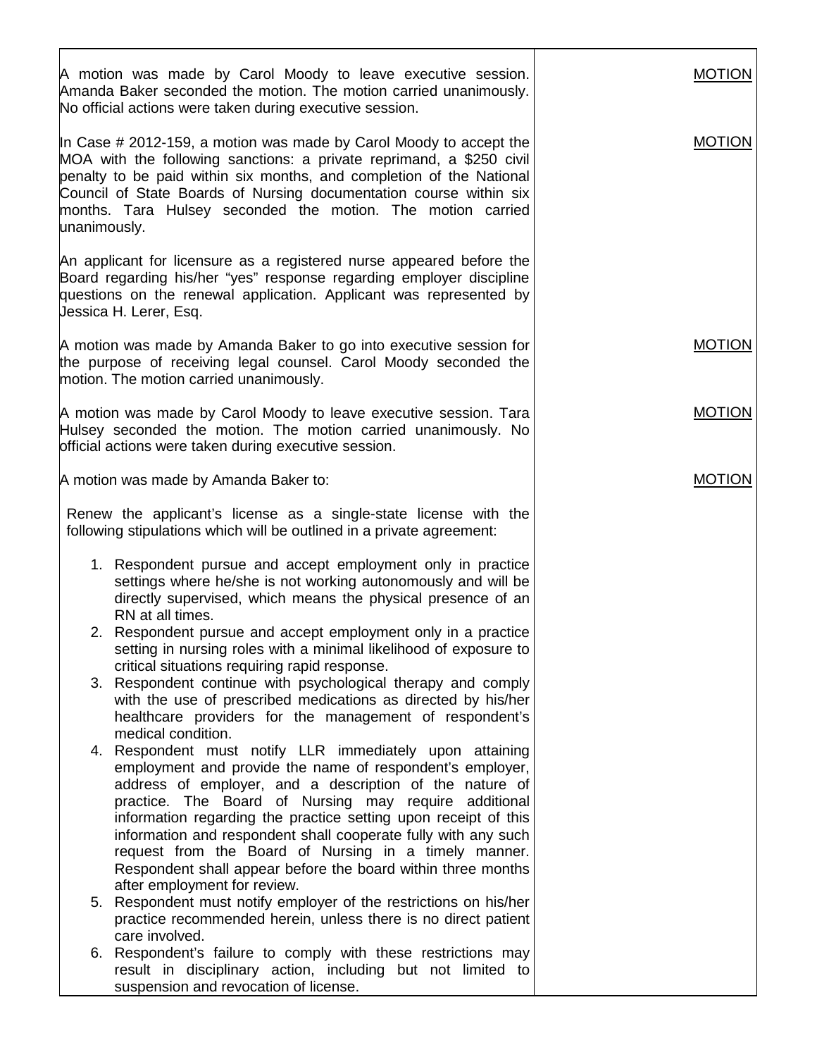| | |
|---|---|
| A motion was made by Carol Moody to leave executive session. Amanda Baker seconded the motion. The motion carried unanimously. No official actions were taken during executive session. | MOTION |
| In Case # 2012-159, a motion was made by Carol Moody to accept the MOA with the following sanctions: a private reprimand, a $250 civil penalty to be paid within six months, and completion of the National Council of State Boards of Nursing documentation course within six months. Tara Hulsey seconded the motion. The motion carried unanimously. | MOTION |
| An applicant for licensure as a registered nurse appeared before the Board regarding his/her "yes" response regarding employer discipline questions on the renewal application. Applicant was represented by Jessica H. Lerer, Esq. | |
| A motion was made by Amanda Baker to go into executive session for the purpose of receiving legal counsel. Carol Moody seconded the motion. The motion carried unanimously. | MOTION |
| A motion was made by Carol Moody to leave executive session. Tara Hulsey seconded the motion. The motion carried unanimously. No official actions were taken during executive session. | MOTION |
| A motion was made by Amanda Baker to:<br><br>Renew the applicant's license as a single-state license with the following stipulations which will be outlined in a private agreement:<br><br>1. Respondent pursue and accept employment only in practice settings where he/she is not working autonomously and will be directly supervised, which means the physical presence of an RN at all times.<br>2. Respondent pursue and accept employment only in a practice setting in nursing roles with a minimal likelihood of exposure to critical situations requiring rapid response.<br>3. Respondent continue with psychological therapy and comply with the use of prescribed medications as directed by his/her healthcare providers for the management of respondent's medical condition.<br>4. Respondent must notify LLR immediately upon attaining employment and provide the name of respondent's employer, address of employer, and a description of the nature of practice. The Board of Nursing may require additional information regarding the practice setting upon receipt of this information and respondent shall cooperate fully with any such request from the Board of Nursing in a timely manner. Respondent shall appear before the board within three months after employment for review.<br>5. Respondent must notify employer of the restrictions on his/her practice recommended herein, unless there is no direct patient care involved.<br>6. Respondent's failure to comply with these restrictions may result in disciplinary action, including but not limited to suspension and revocation of license. | MOTION |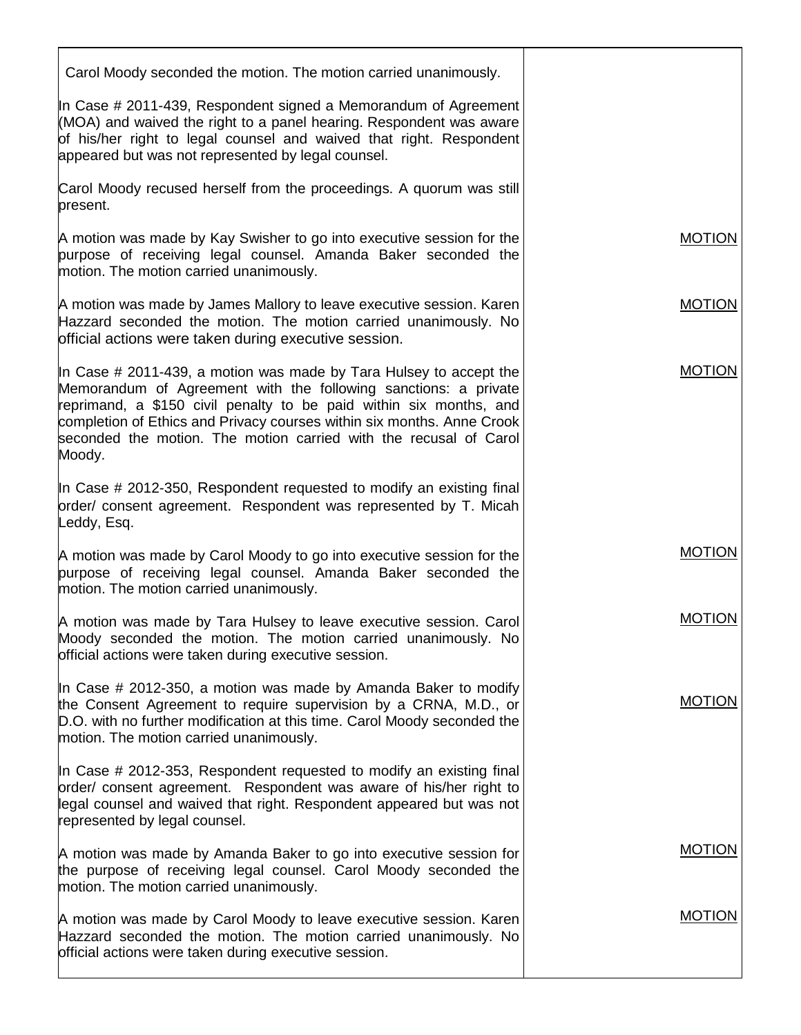| | |
|---|---|
| Carol Moody seconded the motion. The motion carried unanimously. | |
| In Case # 2011-439, Respondent signed a Memorandum of Agreement (MOA) and waived the right to a panel hearing. Respondent was aware of his/her right to legal counsel and waived that right. Respondent appeared but was not represented by legal counsel. | |
| Carol Moody recused herself from the proceedings. A quorum was still present. | |
| A motion was made by Kay Swisher to go into executive session for the purpose of receiving legal counsel. Amanda Baker seconded the motion. The motion carried unanimously. | MOTION |
| A motion was made by James Mallory to leave executive session. Karen Hazzard seconded the motion. The motion carried unanimously. No official actions were taken during executive session. | MOTION |
| In Case # 2011-439, a motion was made by Tara Hulsey to accept the Memorandum of Agreement with the following sanctions: a private reprimand, a $150 civil penalty to be paid within six months, and completion of Ethics and Privacy courses within six months. Anne Crook seconded the motion. The motion carried with the recusal of Carol Moody. | MOTION |
| In Case # 2012-350, Respondent requested to modify an existing final order/ consent agreement. Respondent was represented by T. Micah Leddy, Esq. | |
| A motion was made by Carol Moody to go into executive session for the purpose of receiving legal counsel. Amanda Baker seconded the motion. The motion carried unanimously. | MOTION |
| A motion was made by Tara Hulsey to leave executive session. Carol Moody seconded the motion. The motion carried unanimously. No official actions were taken during executive session. | MOTION |
| In Case # 2012-350, a motion was made by Amanda Baker to modify the Consent Agreement to require supervision by a CRNA, M.D., or D.O. with no further modification at this time. Carol Moody seconded the motion. The motion carried unanimously. | MOTION |
| In Case # 2012-353, Respondent requested to modify an existing final order/ consent agreement. Respondent was aware of his/her right to legal counsel and waived that right. Respondent appeared but was not represented by legal counsel. | |
| A motion was made by Amanda Baker to go into executive session for the purpose of receiving legal counsel. Carol Moody seconded the motion. The motion carried unanimously. | MOTION |
| A motion was made by Carol Moody to leave executive session. Karen Hazzard seconded the motion. The motion carried unanimously. No official actions were taken during executive session. | MOTION |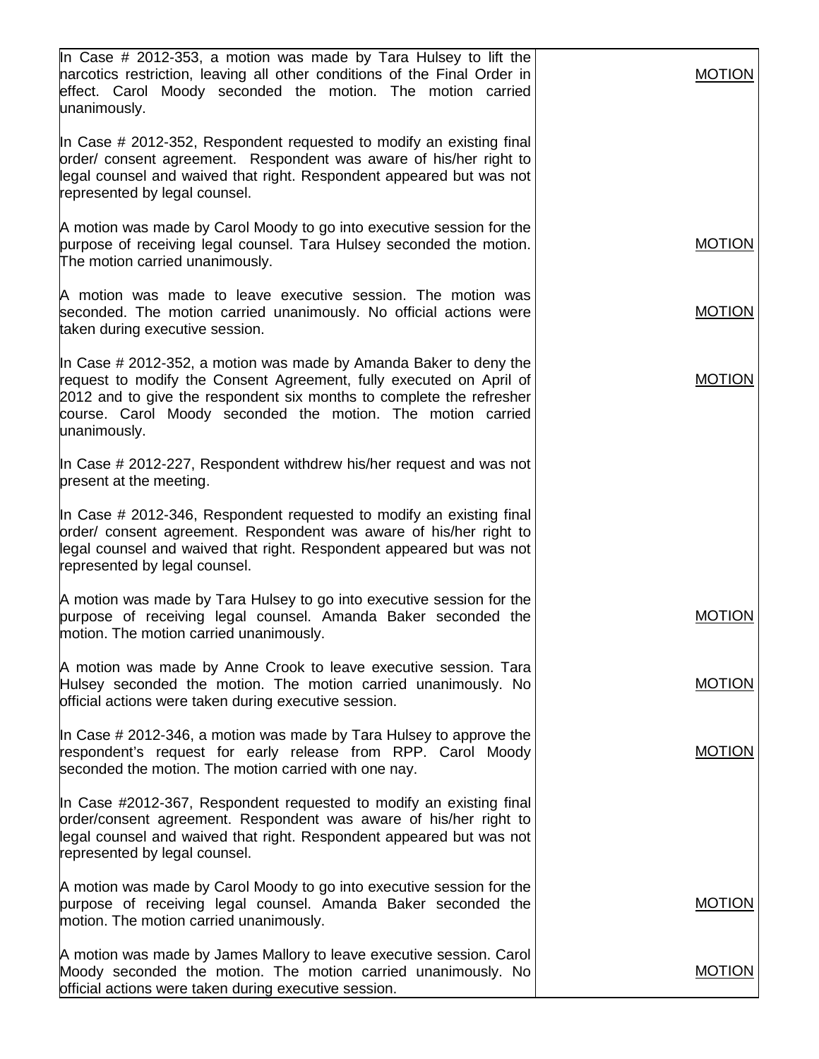| | |
|---|---|
| In Case # 2012-353, a motion was made by Tara Hulsey to lift the narcotics restriction, leaving all other conditions of the Final Order in effect. Carol Moody seconded the motion. The motion carried unanimously. | MOTION |
| In Case # 2012-352, Respondent requested to modify an existing final order/ consent agreement. Respondent was aware of his/her right to legal counsel and waived that right. Respondent appeared but was not represented by legal counsel. | |
| A motion was made by Carol Moody to go into executive session for the purpose of receiving legal counsel. Tara Hulsey seconded the motion. The motion carried unanimously. | MOTION |
| A motion was made to leave executive session. The motion was seconded. The motion carried unanimously. No official actions were taken during executive session. | MOTION |
| In Case # 2012-352, a motion was made by Amanda Baker to deny the request to modify the Consent Agreement, fully executed on April of 2012 and to give the respondent six months to complete the refresher course. Carol Moody seconded the motion. The motion carried unanimously. | MOTION |
| In Case # 2012-227, Respondent withdrew his/her request and was not present at the meeting. | |
| In Case # 2012-346, Respondent requested to modify an existing final order/ consent agreement. Respondent was aware of his/her right to legal counsel and waived that right. Respondent appeared but was not represented by legal counsel. | |
| A motion was made by Tara Hulsey to go into executive session for the purpose of receiving legal counsel. Amanda Baker seconded the motion. The motion carried unanimously. | MOTION |
| A motion was made by Anne Crook to leave executive session. Tara Hulsey seconded the motion. The motion carried unanimously. No official actions were taken during executive session. | MOTION |
| In Case # 2012-346, a motion was made by Tara Hulsey to approve the respondent's request for early release from RPP. Carol Moody seconded the motion. The motion carried with one nay. | MOTION |
| In Case #2012-367, Respondent requested to modify an existing final order/consent agreement. Respondent was aware of his/her right to legal counsel and waived that right. Respondent appeared but was not represented by legal counsel. | |
| A motion was made by Carol Moody to go into executive session for the purpose of receiving legal counsel. Amanda Baker seconded the motion. The motion carried unanimously. | MOTION |
| A motion was made by James Mallory to leave executive session. Carol Moody seconded the motion. The motion carried unanimously. No official actions were taken during executive session. | MOTION |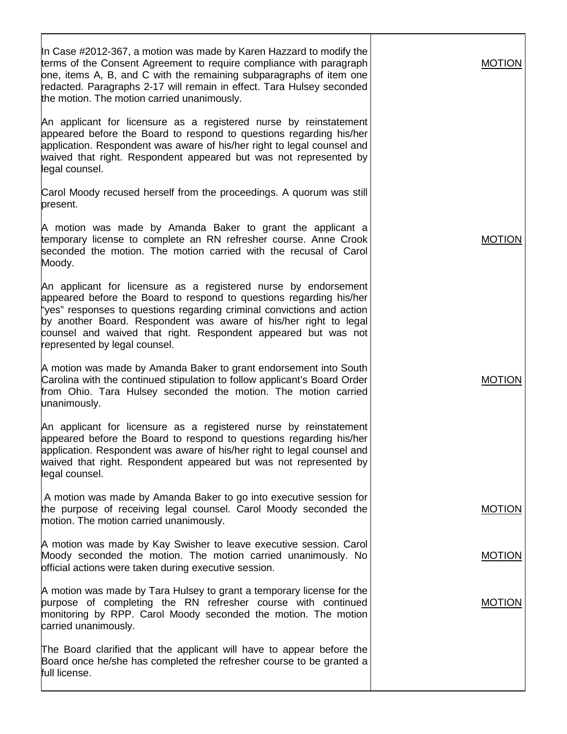| | |
|---|---|
| In Case #2012-367, a motion was made by Karen Hazzard to modify the terms of the Consent Agreement to require compliance with paragraph one, items A, B, and C with the remaining subparagraphs of item one redacted. Paragraphs 2-17 will remain in effect. Tara Hulsey seconded the motion. The motion carried unanimously. | <u>MOTION</u> |
| An applicant for licensure as a registered nurse by reinstatement appeared before the Board to respond to questions regarding his/her application. Respondent was aware of his/her right to legal counsel and waived that right. Respondent appeared but was not represented by legal counsel. | |
| Carol Moody recused herself from the proceedings. A quorum was still present. | |
| A motion was made by Amanda Baker to grant the applicant a temporary license to complete an RN refresher course. Anne Crook seconded the motion. The motion carried with the recusal of Carol Moody. | <u>MOTION</u> |
| An applicant for licensure as a registered nurse by endorsement appeared before the Board to respond to questions regarding his/her "yes" responses to questions regarding criminal convictions and action by another Board. Respondent was aware of his/her right to legal counsel and waived that right. Respondent appeared but was not represented by legal counsel. | |
| A motion was made by Amanda Baker to grant endorsement into South Carolina with the continued stipulation to follow applicant's Board Order from Ohio. Tara Hulsey seconded the motion. The motion carried unanimously. | <u>MOTION</u> |
| An applicant for licensure as a registered nurse by reinstatement appeared before the Board to respond to questions regarding his/her application. Respondent was aware of his/her right to legal counsel and waived that right. Respondent appeared but was not represented by legal counsel. | |
| A motion was made by Amanda Baker to go into executive session for the purpose of receiving legal counsel. Carol Moody seconded the motion. The motion carried unanimously. | <u>MOTION</u> |
| A motion was made by Kay Swisher to leave executive session. Carol Moody seconded the motion. The motion carried unanimously. No official actions were taken during executive session. | <u>MOTION</u> |
| A motion was made by Tara Hulsey to grant a temporary license for the purpose of completing the RN refresher course with continued monitoring by RPP. Carol Moody seconded the motion. The motion carried unanimously. | <u>MOTION</u> |
| The Board clarified that the applicant will have to appear before the Board once he/she has completed the refresher course to be granted a full license. | |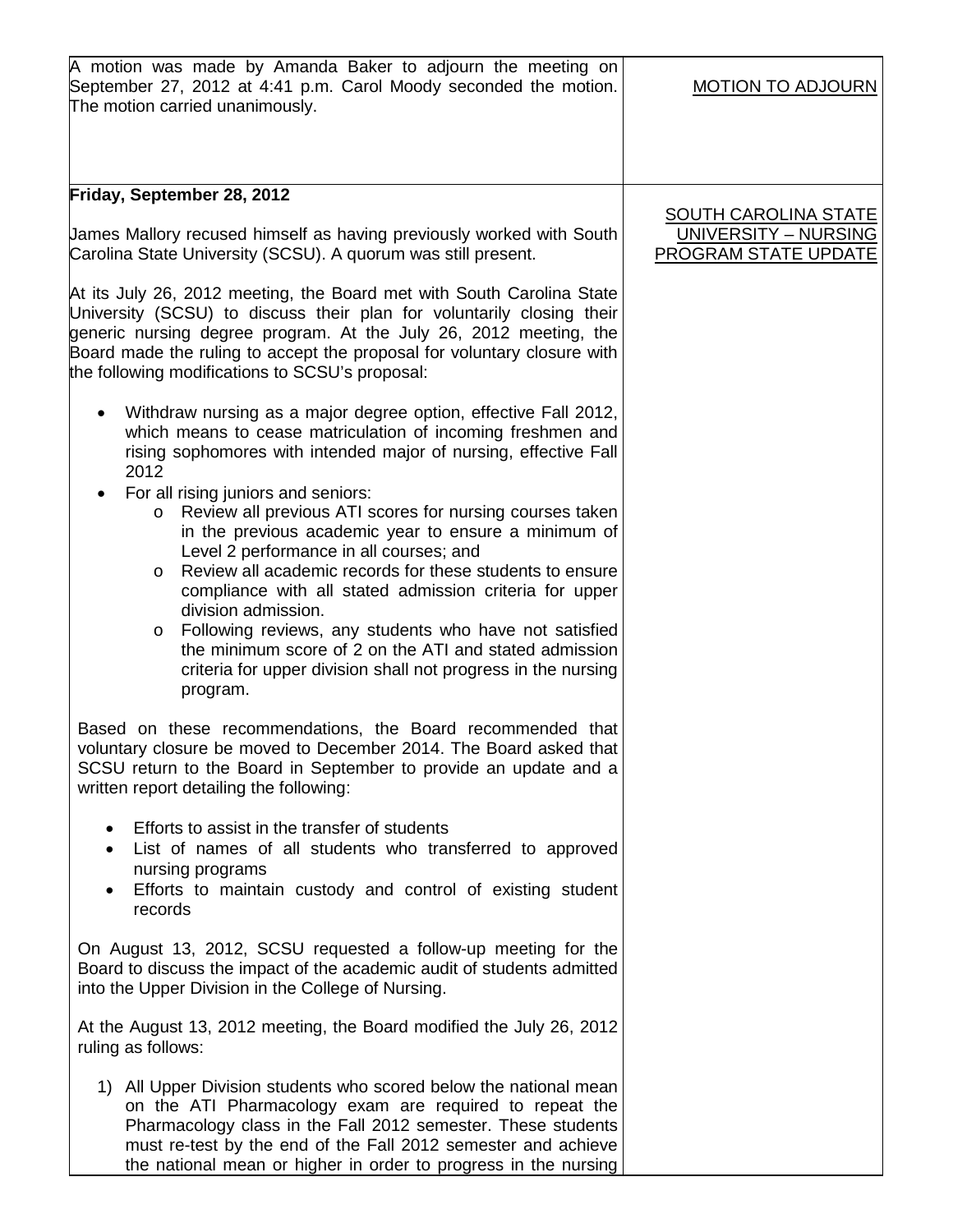| | |
|---|---|
| A motion was made by Amanda Baker to adjourn the meeting on September 27, 2012 at 4:41 p.m. Carol Moody seconded the motion. The motion carried unanimously. | MOTION TO ADJOURN |
| **Friday, September 28, 2012**<br><br>James Mallory recused himself as having previously worked with South Carolina State University (SCSU). A quorum was still present.<br><br>At its July 26, 2012 meeting, the Board met with South Carolina State University (SCSU) to discuss their plan for voluntarily closing their generic nursing degree program. At the July 26, 2012 meeting, the Board made the ruling to accept the proposal for voluntary closure with the following modifications to SCSU's proposal:<br><br>• Withdraw nursing as a major degree option, effective Fall 2012, which means to cease matriculation of incoming freshmen and rising sophomores with intended major of nursing, effective Fall 2012<br>• For all rising juniors and seniors:<br>&nbsp;&nbsp;&nbsp;&nbsp;o Review all previous ATI scores for nursing courses taken in the previous academic year to ensure a minimum of Level 2 performance in all courses; and<br>&nbsp;&nbsp;&nbsp;&nbsp;o Review all academic records for these students to ensure compliance with all stated admission criteria for upper division admission.<br>&nbsp;&nbsp;&nbsp;&nbsp;o Following reviews, any students who have not satisfied the minimum score of 2 on the ATI and stated admission criteria for upper division shall not progress in the nursing program.<br><br>Based on these recommendations, the Board recommended that voluntary closure be moved to December 2014. The Board asked that SCSU return to the Board in September to provide an update and a written report detailing the following:<br><br>• Efforts to assist in the transfer of students<br>• List of names of all students who transferred to approved nursing programs<br>• Efforts to maintain custody and control of existing student records<br><br>On August 13, 2012, SCSU requested a follow-up meeting for the Board to discuss the impact of the academic audit of students admitted into the Upper Division in the College of Nursing.<br><br>At the August 13, 2012 meeting, the Board modified the July 26, 2012 ruling as follows:<br><br>1) All Upper Division students who scored below the national mean on the ATI Pharmacology exam are required to repeat the Pharmacology class in the Fall 2012 semester. These students must re-test by the end of the Fall 2012 semester and achieve the national mean or higher in order to progress in the nursing | SOUTH CAROLINA STATE UNIVERSITY – NURSING PROGRAM STATE UPDATE |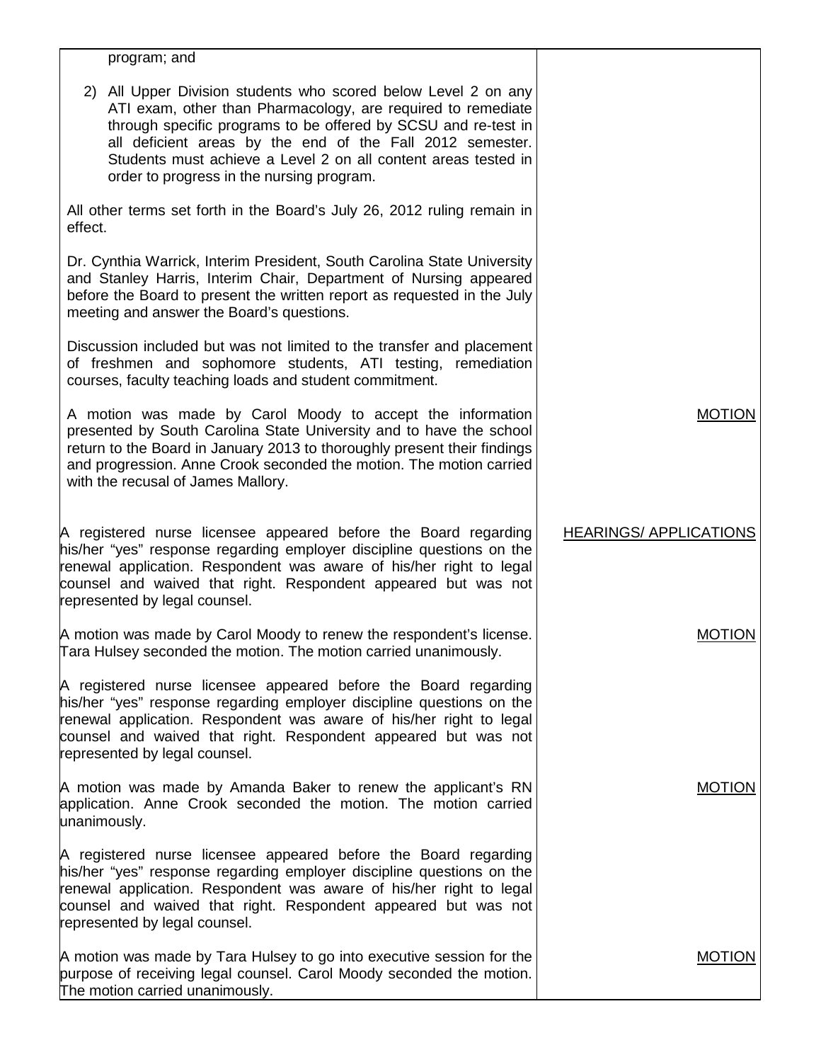| | |
|---|---|
| program; and<br><br>2) All Upper Division students who scored below Level 2 on any ATI exam, other than Pharmacology, are required to remediate through specific programs to be offered by SCSU and re-test in all deficient areas by the end of the Fall 2012 semester. Students must achieve a Level 2 on all content areas tested in order to progress in the nursing program.<br><br>All other terms set forth in the Board's July 26, 2012 ruling remain in effect.<br><br>Dr. Cynthia Warrick, Interim President, South Carolina State University and Stanley Harris, Interim Chair, Department of Nursing appeared before the Board to present the written report as requested in the July meeting and answer the Board's questions.<br><br>Discussion included but was not limited to the transfer and placement of freshmen and sophomore students, ATI testing, remediation courses, faculty teaching loads and student commitment. | |
| A motion was made by Carol Moody to accept the information presented by South Carolina State University and to have the school return to the Board in January 2013 to thoroughly present their findings and progression. Anne Crook seconded the motion. The motion carried with the recusal of James Mallory. | MOTION |
| A registered nurse licensee appeared before the Board regarding his/her "yes" response regarding employer discipline questions on the renewal application. Respondent was aware of his/her right to legal counsel and waived that right. Respondent appeared but was not represented by legal counsel. | HEARINGS/ APPLICATIONS |
| A motion was made by Carol Moody to renew the respondent's license. Tara Hulsey seconded the motion. The motion carried unanimously. | MOTION |
| A registered nurse licensee appeared before the Board regarding his/her "yes" response regarding employer discipline questions on the renewal application. Respondent was aware of his/her right to legal counsel and waived that right. Respondent appeared but was not represented by legal counsel. | |
| A motion was made by Amanda Baker to renew the applicant's RN application. Anne Crook seconded the motion. The motion carried unanimously. | MOTION |
| A registered nurse licensee appeared before the Board regarding his/her "yes" response regarding employer discipline questions on the renewal application. Respondent was aware of his/her right to legal counsel and waived that right. Respondent appeared but was not represented by legal counsel. | |
| A motion was made by Tara Hulsey to go into executive session for the purpose of receiving legal counsel. Carol Moody seconded the motion. The motion carried unanimously. | MOTION |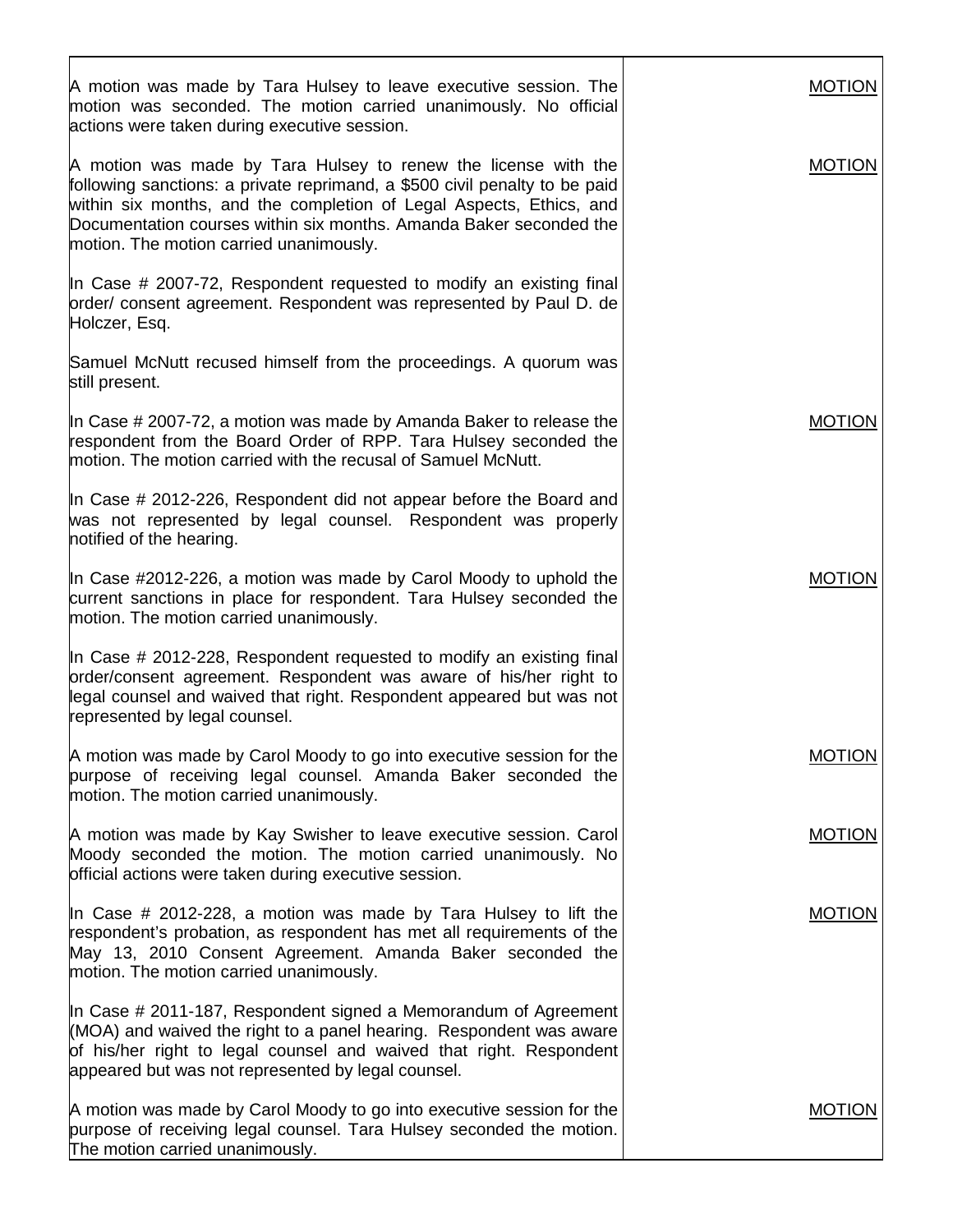| | |
|---|---|
| A motion was made by Tara Hulsey to leave executive session. The motion was seconded. The motion carried unanimously. No official actions were taken during executive session. | MOTION |
| A motion was made by Tara Hulsey to renew the license with the following sanctions: a private reprimand, a $500 civil penalty to be paid within six months, and the completion of Legal Aspects, Ethics, and Documentation courses within six months. Amanda Baker seconded the motion. The motion carried unanimously. | MOTION |
| In Case # 2007-72, Respondent requested to modify an existing final order/ consent agreement. Respondent was represented by Paul D. de Holczer, Esq. | |
| Samuel McNutt recused himself from the proceedings. A quorum was still present. | |
| In Case # 2007-72, a motion was made by Amanda Baker to release the respondent from the Board Order of RPP. Tara Hulsey seconded the motion. The motion carried with the recusal of Samuel McNutt. | MOTION |
| In Case # 2012-226, Respondent did not appear before the Board and was not represented by legal counsel. Respondent was properly notified of the hearing. | |
| In Case #2012-226, a motion was made by Carol Moody to uphold the current sanctions in place for respondent. Tara Hulsey seconded the motion. The motion carried unanimously. | MOTION |
| In Case # 2012-228, Respondent requested to modify an existing final order/consent agreement. Respondent was aware of his/her right to legal counsel and waived that right. Respondent appeared but was not represented by legal counsel. | |
| A motion was made by Carol Moody to go into executive session for the purpose of receiving legal counsel. Amanda Baker seconded the motion. The motion carried unanimously. | MOTION |
| A motion was made by Kay Swisher to leave executive session. Carol Moody seconded the motion. The motion carried unanimously. No official actions were taken during executive session. | MOTION |
| In Case # 2012-228, a motion was made by Tara Hulsey to lift the respondent's probation, as respondent has met all requirements of the May 13, 2010 Consent Agreement. Amanda Baker seconded the motion. The motion carried unanimously. | MOTION |
| In Case # 2011-187, Respondent signed a Memorandum of Agreement (MOA) and waived the right to a panel hearing. Respondent was aware of his/her right to legal counsel and waived that right. Respondent appeared but was not represented by legal counsel. | |
| A motion was made by Carol Moody to go into executive session for the purpose of receiving legal counsel. Tara Hulsey seconded the motion. The motion carried unanimously. | MOTION |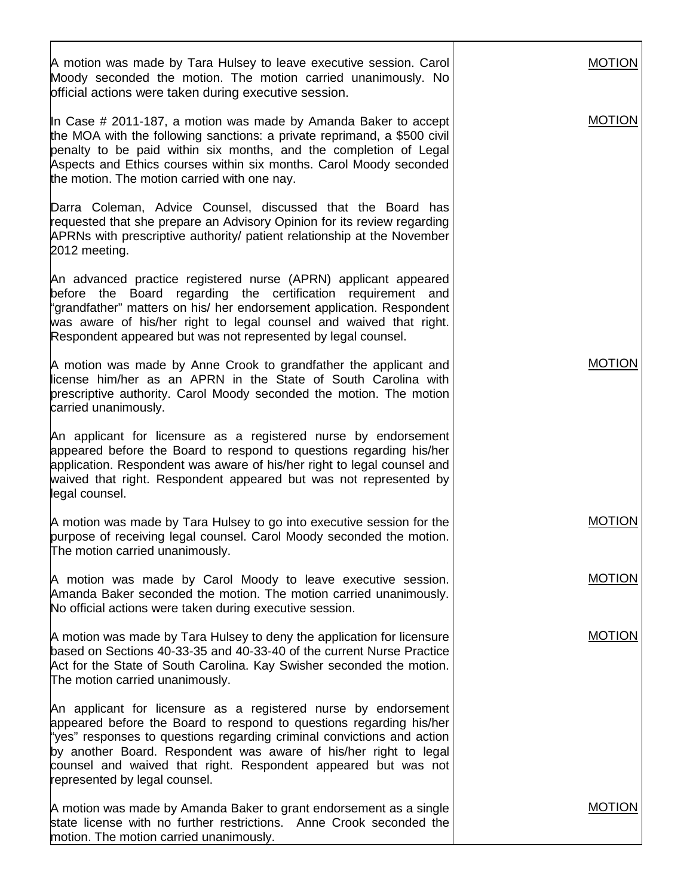| | |
|---|---|
| A motion was made by Tara Hulsey to leave executive session. Carol Moody seconded the motion. The motion carried unanimously. No official actions were taken during executive session. | MOTION |
| In Case # 2011-187, a motion was made by Amanda Baker to accept the MOA with the following sanctions: a private reprimand, a $500 civil penalty to be paid within six months, and the completion of Legal Aspects and Ethics courses within six months. Carol Moody seconded the motion. The motion carried with one nay. | MOTION |
| Darra Coleman, Advice Counsel, discussed that the Board has requested that she prepare an Advisory Opinion for its review regarding APRNs with prescriptive authority/ patient relationship at the November 2012 meeting. | |
| An advanced practice registered nurse (APRN) applicant appeared before the Board regarding the certification requirement and "grandfather" matters on his/ her endorsement application. Respondent was aware of his/her right to legal counsel and waived that right. Respondent appeared but was not represented by legal counsel. | |
| A motion was made by Anne Crook to grandfather the applicant and license him/her as an APRN in the State of South Carolina with prescriptive authority. Carol Moody seconded the motion. The motion carried unanimously. | MOTION |
| An applicant for licensure as a registered nurse by endorsement appeared before the Board to respond to questions regarding his/her application. Respondent was aware of his/her right to legal counsel and waived that right. Respondent appeared but was not represented by legal counsel. | |
| A motion was made by Tara Hulsey to go into executive session for the purpose of receiving legal counsel. Carol Moody seconded the motion. The motion carried unanimously. | MOTION |
| A motion was made by Carol Moody to leave executive session. Amanda Baker seconded the motion. The motion carried unanimously. No official actions were taken during executive session. | MOTION |
| A motion was made by Tara Hulsey to deny the application for licensure based on Sections 40-33-35 and 40-33-40 of the current Nurse Practice Act for the State of South Carolina. Kay Swisher seconded the motion. The motion carried unanimously. | MOTION |
| An applicant for licensure as a registered nurse by endorsement appeared before the Board to respond to questions regarding his/her "yes" responses to questions regarding criminal convictions and action by another Board. Respondent was aware of his/her right to legal counsel and waived that right. Respondent appeared but was not represented by legal counsel. | |
| A motion was made by Amanda Baker to grant endorsement as a single state license with no further restrictions. Anne Crook seconded the motion. The motion carried unanimously. | MOTION |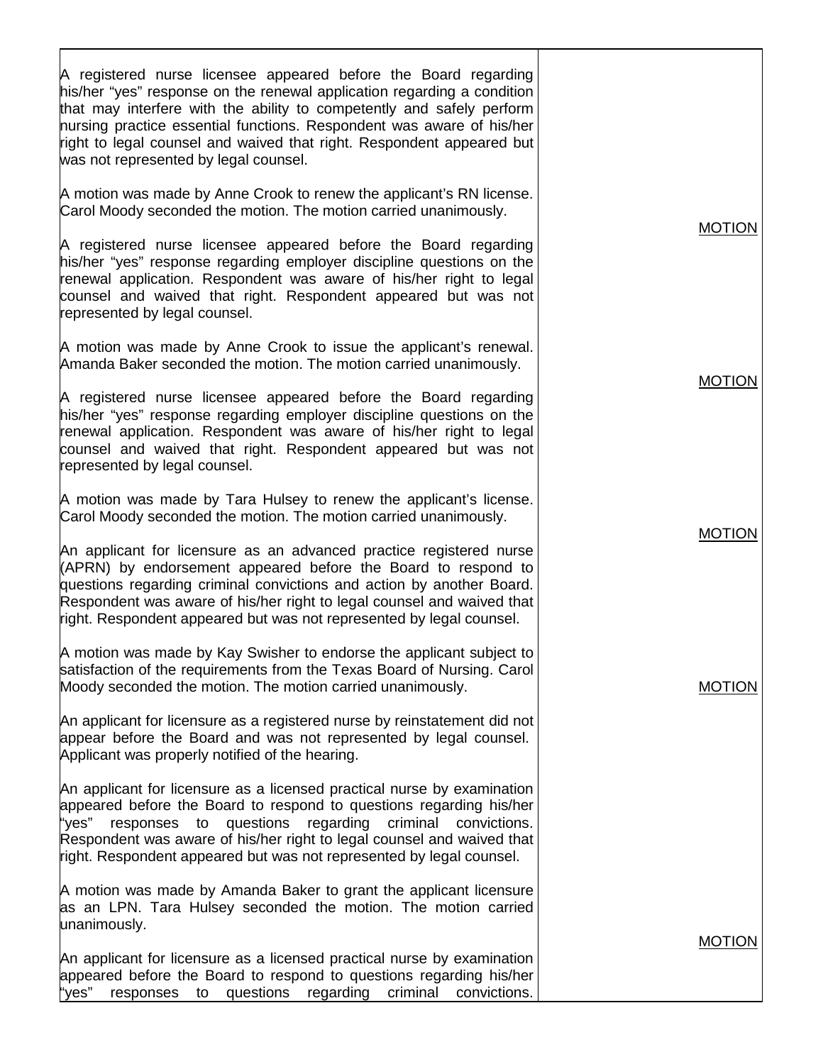| | |
|---|---|
| A registered nurse licensee appeared before the Board regarding his/her "yes" response on the renewal application regarding a condition that may interfere with the ability to competently and safely perform nursing practice essential functions. Respondent was aware of his/her right to legal counsel and waived that right. Respondent appeared but was not represented by legal counsel. | |
| A motion was made by Anne Crook to renew the applicant's RN license. Carol Moody seconded the motion. The motion carried unanimously. | MOTION |
| A registered nurse licensee appeared before the Board regarding his/her "yes" response regarding employer discipline questions on the renewal application. Respondent was aware of his/her right to legal counsel and waived that right. Respondent appeared but was not represented by legal counsel. | |
| A motion was made by Anne Crook to issue the applicant's renewal. Amanda Baker seconded the motion. The motion carried unanimously. | MOTION |
| A registered nurse licensee appeared before the Board regarding his/her "yes" response regarding employer discipline questions on the renewal application. Respondent was aware of his/her right to legal counsel and waived that right. Respondent appeared but was not represented by legal counsel. | |
| A motion was made by Tara Hulsey to renew the applicant's license. Carol Moody seconded the motion. The motion carried unanimously. | MOTION |
| An applicant for licensure as an advanced practice registered nurse (APRN) by endorsement appeared before the Board to respond to questions regarding criminal convictions and action by another Board. Respondent was aware of his/her right to legal counsel and waived that right. Respondent appeared but was not represented by legal counsel. | |
| A motion was made by Kay Swisher to endorse the applicant subject to satisfaction of the requirements from the Texas Board of Nursing. Carol Moody seconded the motion. The motion carried unanimously. | MOTION |
| An applicant for licensure as a registered nurse by reinstatement did not appear before the Board and was not represented by legal counsel. Applicant was properly notified of the hearing. | |
| An applicant for licensure as a licensed practical nurse by examination appeared before the Board to respond to questions regarding his/her "yes" responses to questions regarding criminal convictions. Respondent was aware of his/her right to legal counsel and waived that right. Respondent appeared but was not represented by legal counsel. | |
| A motion was made by Amanda Baker to grant the applicant licensure as an LPN. Tara Hulsey seconded the motion. The motion carried unanimously. | MOTION |
| An applicant for licensure as a licensed practical nurse by examination appeared before the Board to respond to questions regarding his/her "yes" responses to questions regarding criminal convictions. | |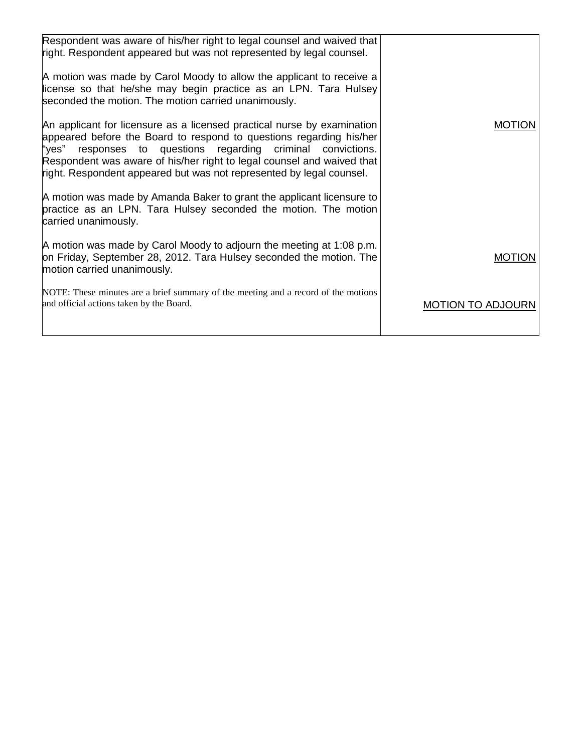| | |
|---|---|
| Respondent was aware of his/her right to legal counsel and waived that right. Respondent appeared but was not represented by legal counsel.<br><br>A motion was made by Carol Moody to allow the applicant to receive a license so that he/she may begin practice as an LPN. Tara Hulsey seconded the motion. The motion carried unanimously. | |
| An applicant for licensure as a licensed practical nurse by examination appeared before the Board to respond to questions regarding his/her "yes" responses to questions regarding criminal convictions. Respondent was aware of his/her right to legal counsel and waived that right. Respondent appeared but was not represented by legal counsel. | MOTION |
| A motion was made by Amanda Baker to grant the applicant licensure to practice as an LPN. Tara Hulsey seconded the motion. The motion carried unanimously. | |
| A motion was made by Carol Moody to adjourn the meeting at 1:08 p.m. on Friday, September 28, 2012. Tara Hulsey seconded the motion. The motion carried unanimously. | MOTION |
| NOTE: These minutes are a brief summary of the meeting and a record of the motions and official actions taken by the Board. | MOTION TO ADJOURN |